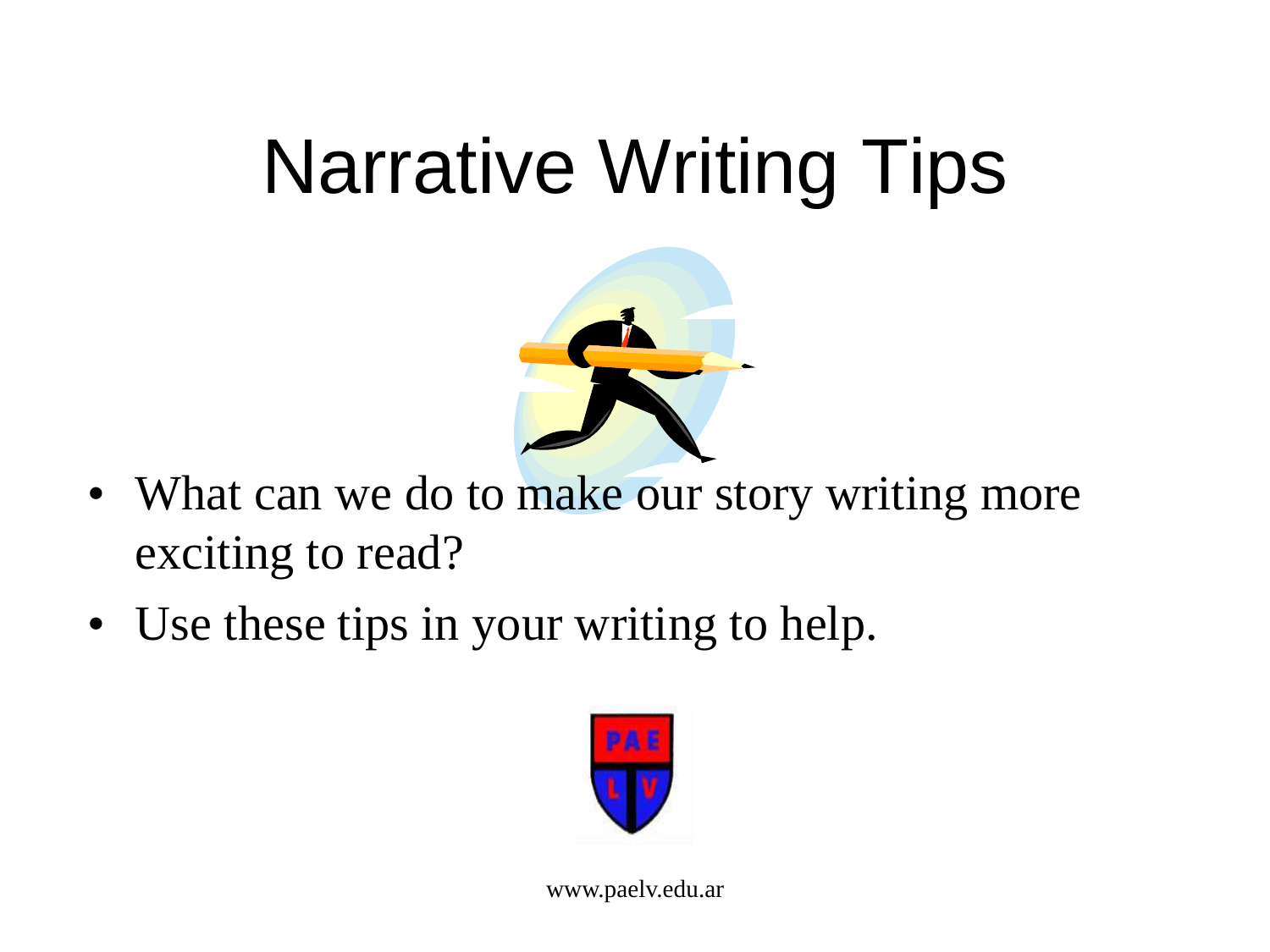# Narrative Writing Tips

- What can we do to make our story writing more exciting to read?
- Use these tips in your writing to help.

www.paelv.edu.ar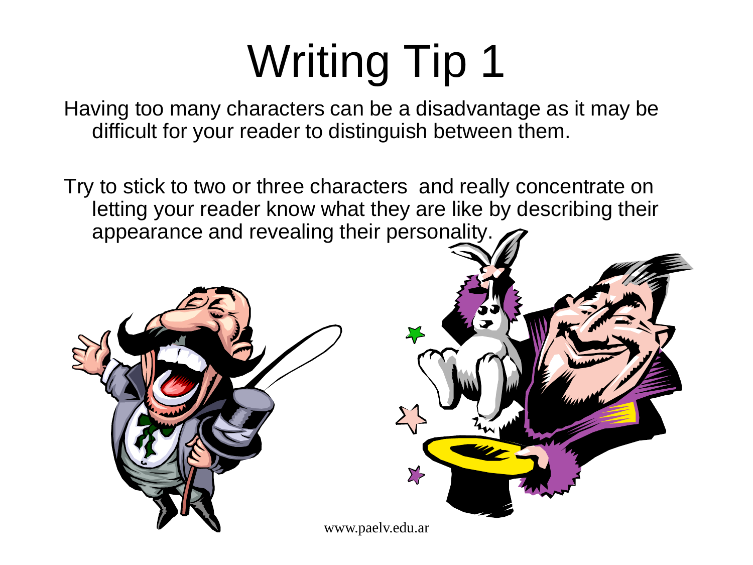# Writing Tip 1

Having too many characters can be a disadvantage as it may be difficult for your reader to distinguish between them.

Try to stick to two or three characters and really concentrate on letting your reader know what they are like by describing their appearance and revealing their personality.

www.paelv.edu.ar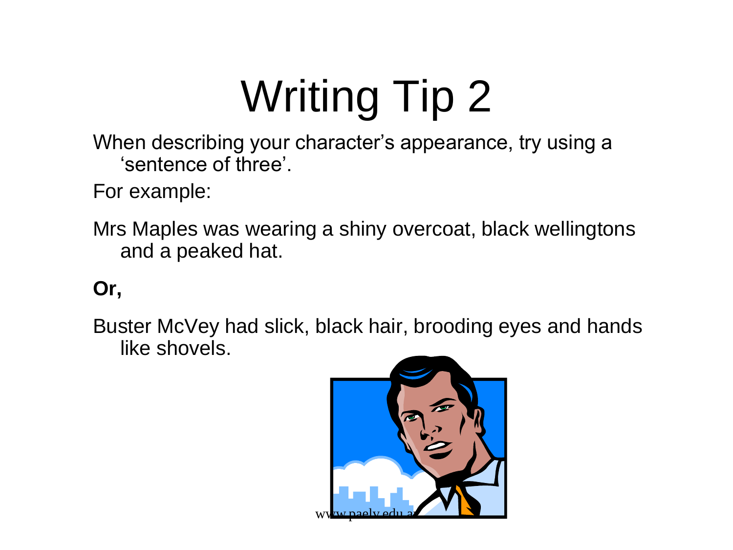# Writing Tip 2

When describing your character's appearance, try using a 'sentence of three'.

For example:

Mrs Maples was wearing a shiny overcoat, black wellingtons and a peaked hat.

**Or,**

Buster McVey had slick, black hair, brooding eyes and hands like shovels.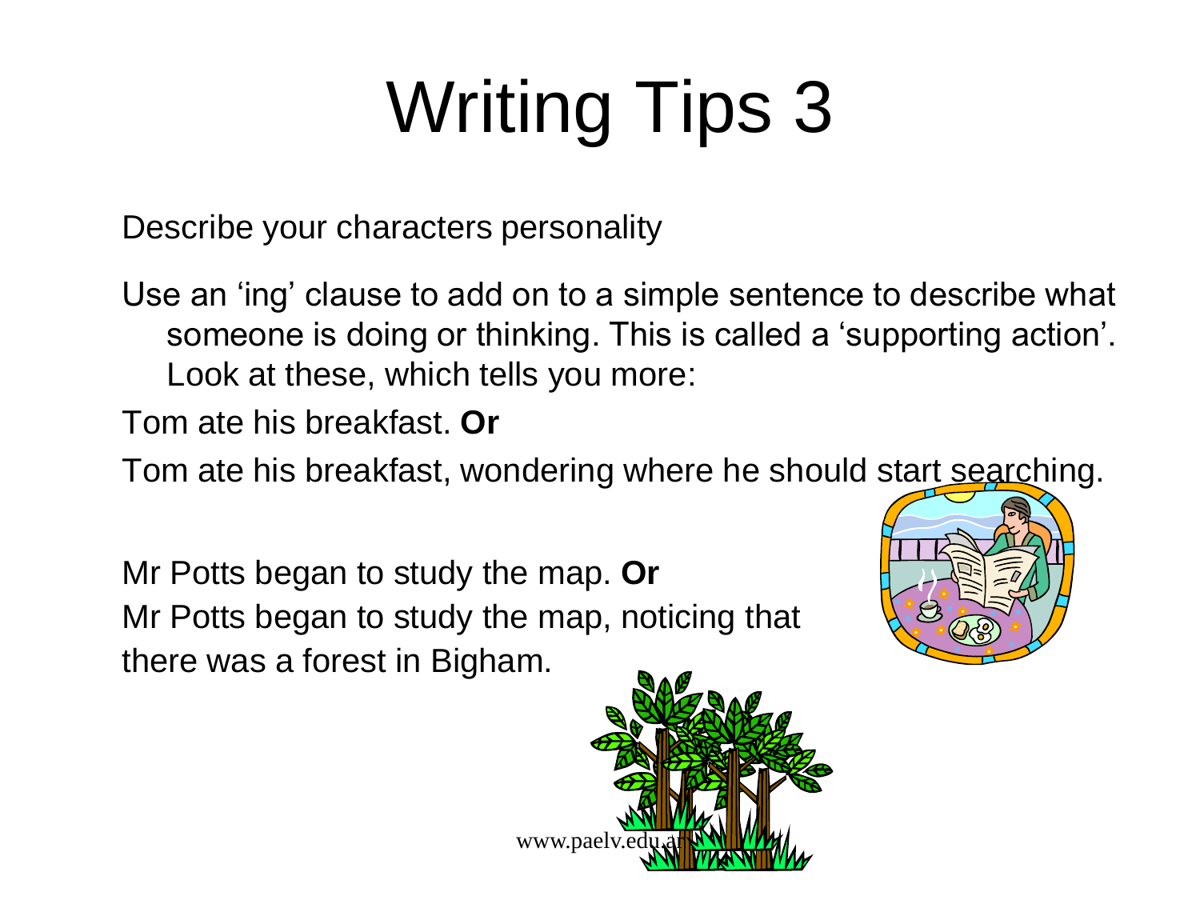# Writing Tips 3

Describe your characters personality

Use an 'ing' clause to add on to a simple sentence to describe what someone is doing or thinking. This is called a 'supporting action'. Look at these, which tells you more:

Tom ate his breakfast. **Or**

Tom ate his breakfast, wondering where he should start searching.

Mr Potts began to study the map. **Or**
Mr Potts began to study the map, noticing that there was a forest in Bigham.

www.paelv.edu.au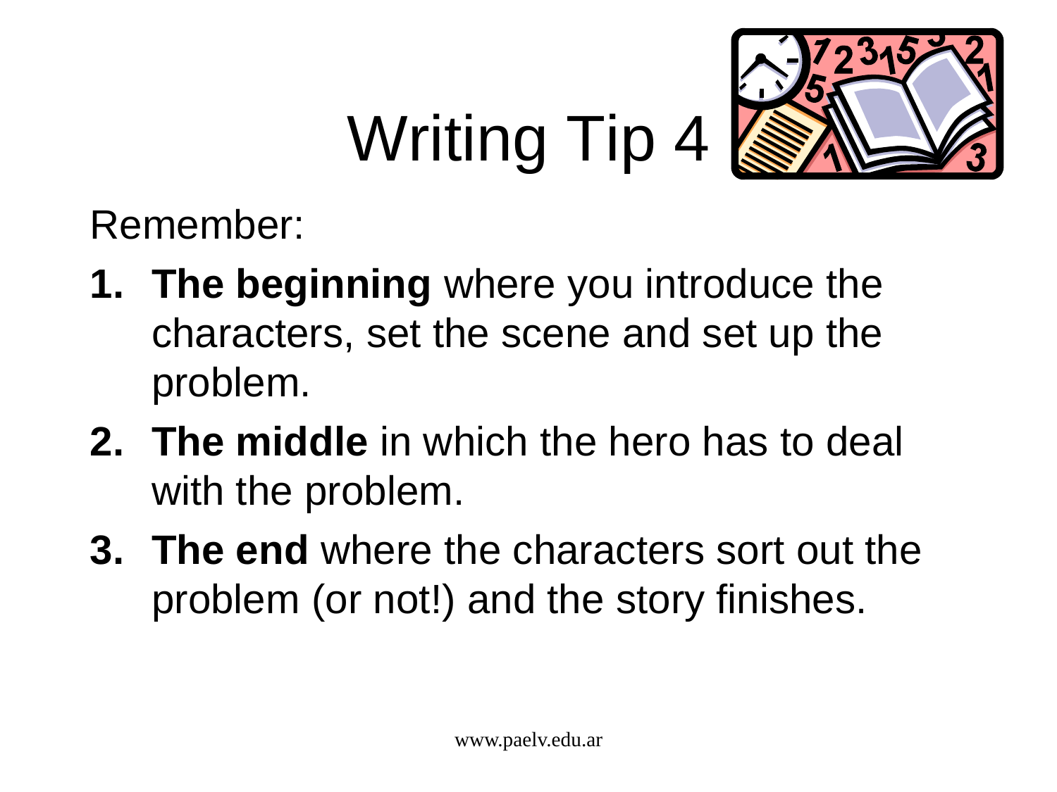# Writing Tip 4

Remember:

1. **The beginning** where you introduce the characters, set the scene and set up the problem.
2. **The middle** in which the hero has to deal with the problem.
3. **The end** where the characters sort out the problem (or not!) and the story finishes.

www.paelv.edu.ar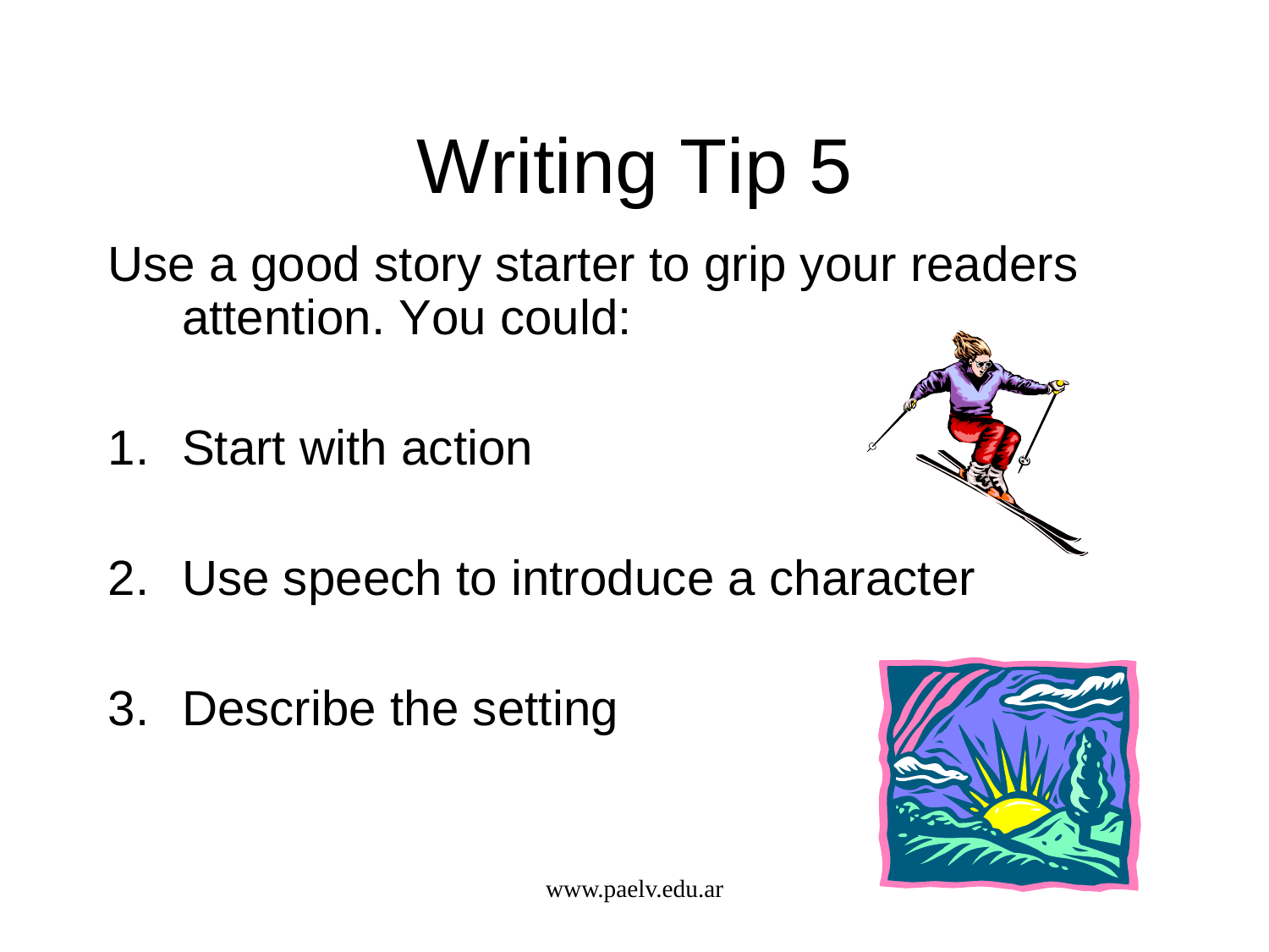# Writing Tip 5

Use a good story starter to grip your readers attention. You could:

1. Start with action
2. Use speech to introduce a character
3. Describe the setting

www.paelv.edu.ar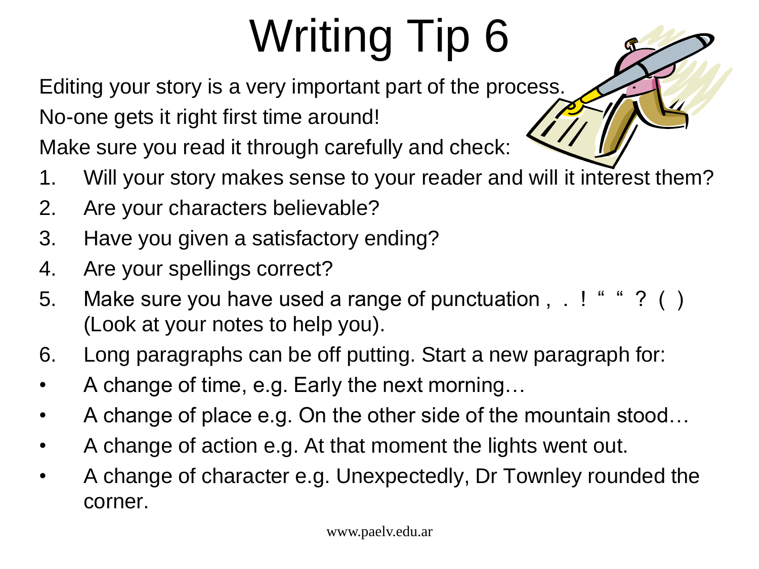# Writing Tip 6

Editing your story is a very important part of the process.

No-one gets it right first time around!

Make sure you read it through carefully and check:

1. Will your story makes sense to your reader and will it interest them?
2. Are your characters believable?
3. Have you given a satisfactory ending?
4. Are your spellings correct?
5. Make sure you have used a range of punctuation , . ! " " ? ( ) (Look at your notes to help you).
6. Long paragraphs can be off putting. Start a new paragraph for:

- A change of time, e.g. Early the next morning…
- A change of place e.g. On the other side of the mountain stood…
- A change of action e.g. At that moment the lights went out.
- A change of character e.g. Unexpectedly, Dr Townley rounded the corner.

www.paelv.edu.ar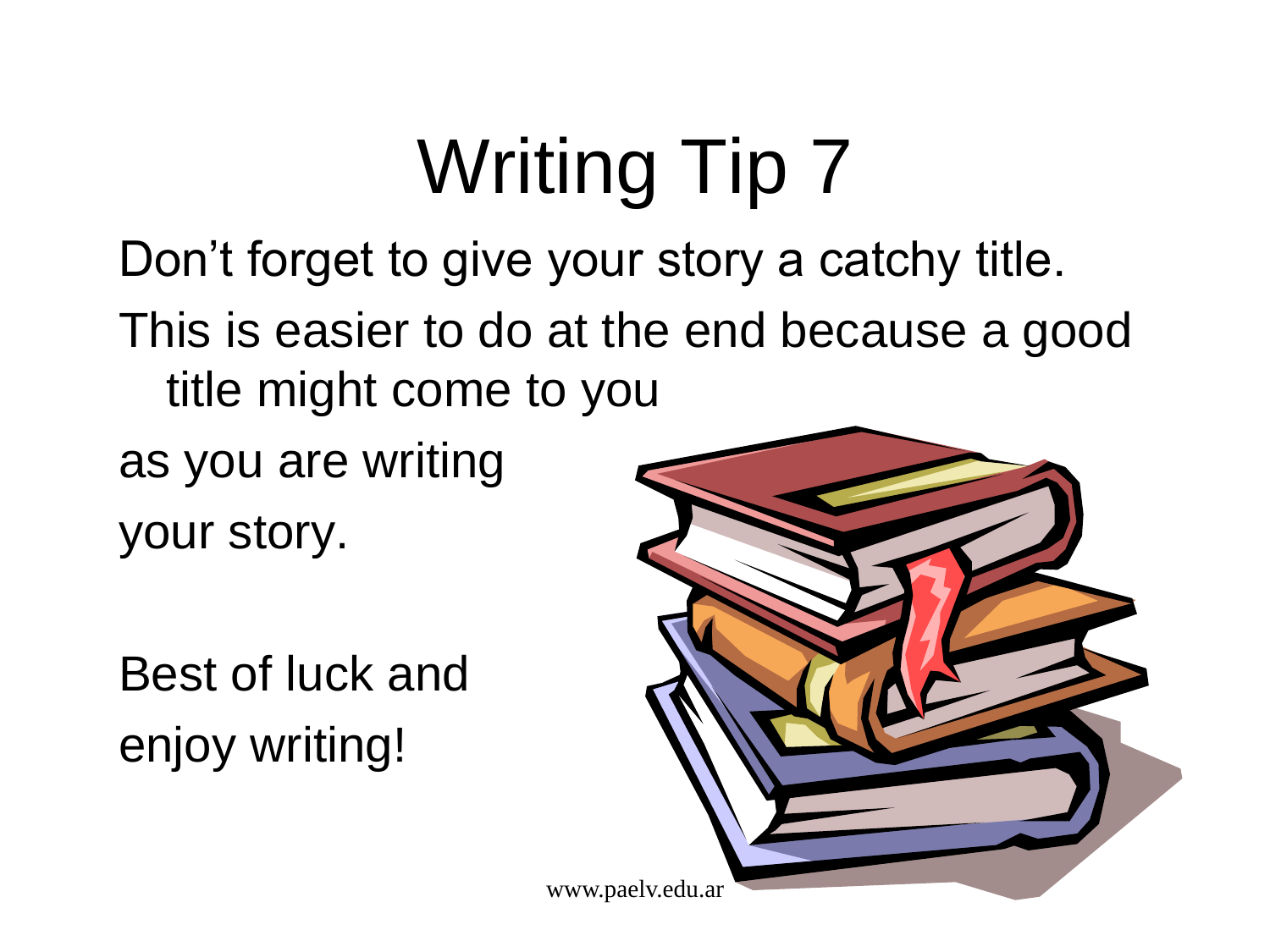# Writing Tip 7

Don't forget to give your story a catchy title.

This is easier to do at the end because a good title might come to you

as you are writing

your story.

Best of luck and

enjoy writing!

www.paelv.edu.ar